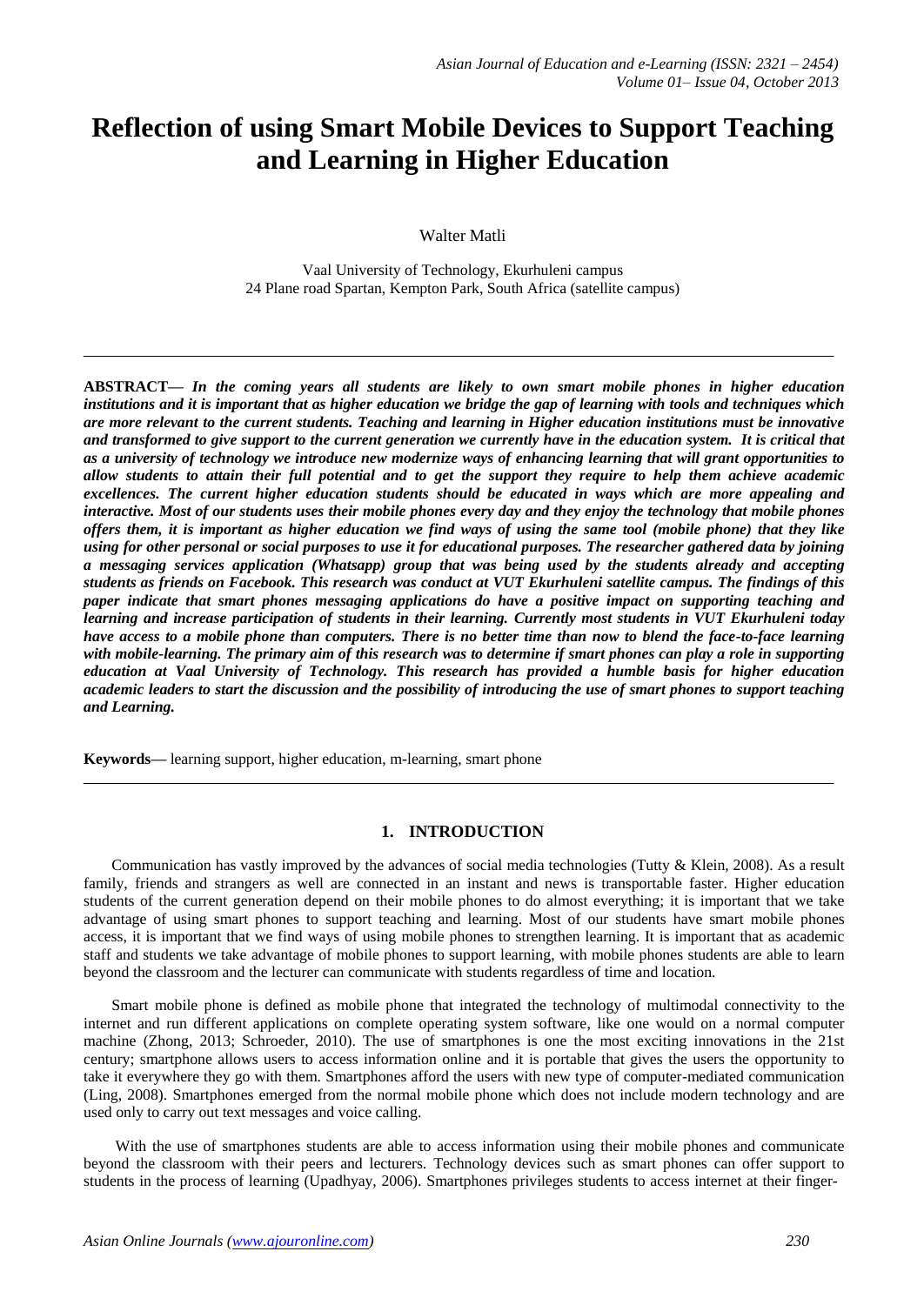# Reflection of using Smart Mobile Devices to Support Teaching and Learning in Higher Education

Walter Matli

Vaal University of Technology, Ekurhuleni campus
24 Plane road Spartan, Kempton Park, South Africa (satellite campus)

---

**ABSTRACT—** ***In the coming years all students are likely to own smart mobile phones in higher education institutions and it is important that as higher education we bridge the gap of learning with tools and techniques which are more relevant to the current students. Teaching and learning in Higher education institutions must be innovative and transformed to give support to the current generation we currently have in the education system. It is critical that as a university of technology we introduce new modernize ways of enhancing learning that will grant opportunities to allow students to attain their full potential and to get the support they require to help them achieve academic excellences. The current higher education students should be educated in ways which are more appealing and interactive. Most of our students uses their mobile phones every day and they enjoy the technology that mobile phones offers them, it is important as higher education we find ways of using the same tool (mobile phone) that they like using for other personal or social purposes to use it for educational purposes. The researcher gathered data by joining a messaging services application (Whatsapp) group that was being used by the students already and accepting students as friends on Facebook. This research was conduct at VUT Ekurhuleni satellite campus. The findings of this paper indicate that smart phones messaging applications do have a positive impact on supporting teaching and learning and increase participation of students in their learning. Currently most students in VUT Ekurhuleni today have access to a mobile phone than computers. There is no better time than now to blend the face-to-face learning with mobile-learning. The primary aim of this research was to determine if smart phones can play a role in supporting education at Vaal University of Technology. This research has provided a humble basis for higher education academic leaders to start the discussion and the possibility of introducing the use of smart phones to support teaching and Learning.***

**Keywords—** learning support, higher education, m-learning, smart phone

---

## 1. INTRODUCTION

Communication has vastly improved by the advances of social media technologies (Tutty & Klein, 2008). As a result family, friends and strangers as well are connected in an instant and news is transportable faster. Higher education students of the current generation depend on their mobile phones to do almost everything; it is important that we take advantage of using smart phones to support teaching and learning. Most of our students have smart mobile phones access, it is important that we find ways of using mobile phones to strengthen learning. It is important that as academic staff and students we take advantage of mobile phones to support learning, with mobile phones students are able to learn beyond the classroom and the lecturer can communicate with students regardless of time and location.

Smart mobile phone is defined as mobile phone that integrated the technology of multimodal connectivity to the internet and run different applications on complete operating system software, like one would on a normal computer machine (Zhong, 2013; Schroeder, 2010). The use of smartphones is one the most exciting innovations in the 21st century; smartphone allows users to access information online and it is portable that gives the users the opportunity to take it everywhere they go with them. Smartphones afford the users with new type of computer-mediated communication (Ling, 2008). Smartphones emerged from the normal mobile phone which does not include modern technology and are used only to carry out text messages and voice calling.

With the use of smartphones students are able to access information using their mobile phones and communicate beyond the classroom with their peers and lecturers. Technology devices such as smart phones can offer support to students in the process of learning (Upadhyay, 2006). Smartphones privileges students to access internet at their finger-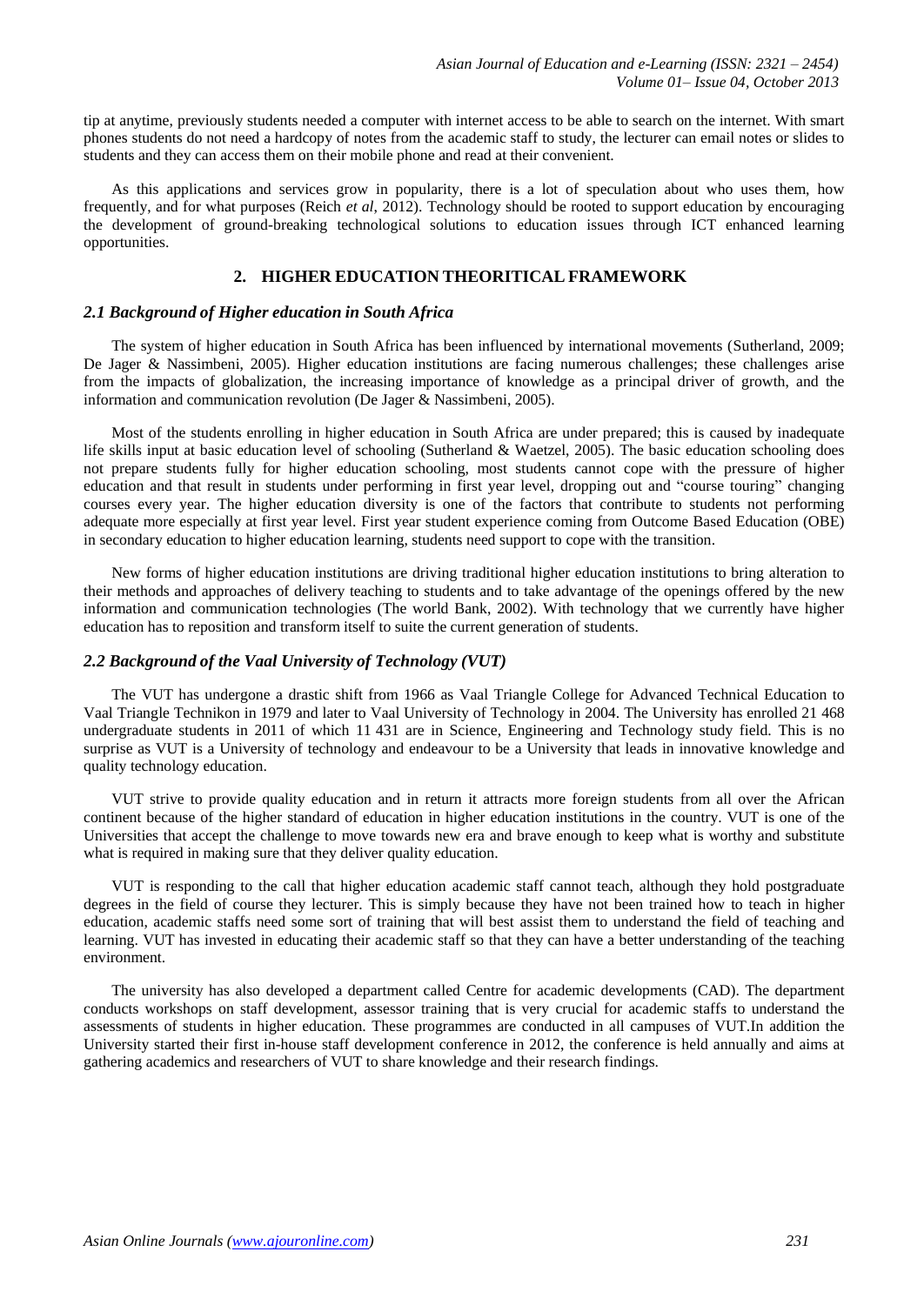tip at anytime, previously students needed a computer with internet access to be able to search on the internet. With smart phones students do not need a hardcopy of notes from the academic staff to study, the lecturer can email notes or slides to students and they can access them on their mobile phone and read at their convenient.

As this applications and services grow in popularity, there is a lot of speculation about who uses them, how frequently, and for what purposes (Reich *et al*, 2012). Technology should be rooted to support education by encouraging the development of ground-breaking technological solutions to education issues through ICT enhanced learning opportunities.

## 2. HIGHER EDUCATION THEORITICAL FRAMEWORK

### *2.1 Background of Higher education in South Africa*

The system of higher education in South Africa has been influenced by international movements (Sutherland, 2009; De Jager & Nassimbeni, 2005). Higher education institutions are facing numerous challenges; these challenges arise from the impacts of globalization, the increasing importance of knowledge as a principal driver of growth, and the information and communication revolution (De Jager & Nassimbeni, 2005).

Most of the students enrolling in higher education in South Africa are under prepared; this is caused by inadequate life skills input at basic education level of schooling (Sutherland & Waetzel, 2005). The basic education schooling does not prepare students fully for higher education schooling, most students cannot cope with the pressure of higher education and that result in students under performing in first year level, dropping out and "course touring" changing courses every year. The higher education diversity is one of the factors that contribute to students not performing adequate more especially at first year level. First year student experience coming from Outcome Based Education (OBE) in secondary education to higher education learning, students need support to cope with the transition.

New forms of higher education institutions are driving traditional higher education institutions to bring alteration to their methods and approaches of delivery teaching to students and to take advantage of the openings offered by the new information and communication technologies (The world Bank, 2002). With technology that we currently have higher education has to reposition and transform itself to suite the current generation of students.

### *2.2 Background of the Vaal University of Technology (VUT)*

The VUT has undergone a drastic shift from 1966 as Vaal Triangle College for Advanced Technical Education to Vaal Triangle Technikon in 1979 and later to Vaal University of Technology in 2004. The University has enrolled 21 468 undergraduate students in 2011 of which 11 431 are in Science, Engineering and Technology study field. This is no surprise as VUT is a University of technology and endeavour to be a University that leads in innovative knowledge and quality technology education.

VUT strive to provide quality education and in return it attracts more foreign students from all over the African continent because of the higher standard of education in higher education institutions in the country. VUT is one of the Universities that accept the challenge to move towards new era and brave enough to keep what is worthy and substitute what is required in making sure that they deliver quality education.

VUT is responding to the call that higher education academic staff cannot teach, although they hold postgraduate degrees in the field of course they lecturer. This is simply because they have not been trained how to teach in higher education, academic staffs need some sort of training that will best assist them to understand the field of teaching and learning. VUT has invested in educating their academic staff so that they can have a better understanding of the teaching environment.

The university has also developed a department called Centre for academic developments (CAD). The department conducts workshops on staff development, assessor training that is very crucial for academic staffs to understand the assessments of students in higher education. These programmes are conducted in all campuses of VUT.In addition the University started their first in-house staff development conference in 2012, the conference is held annually and aims at gathering academics and researchers of VUT to share knowledge and their research findings.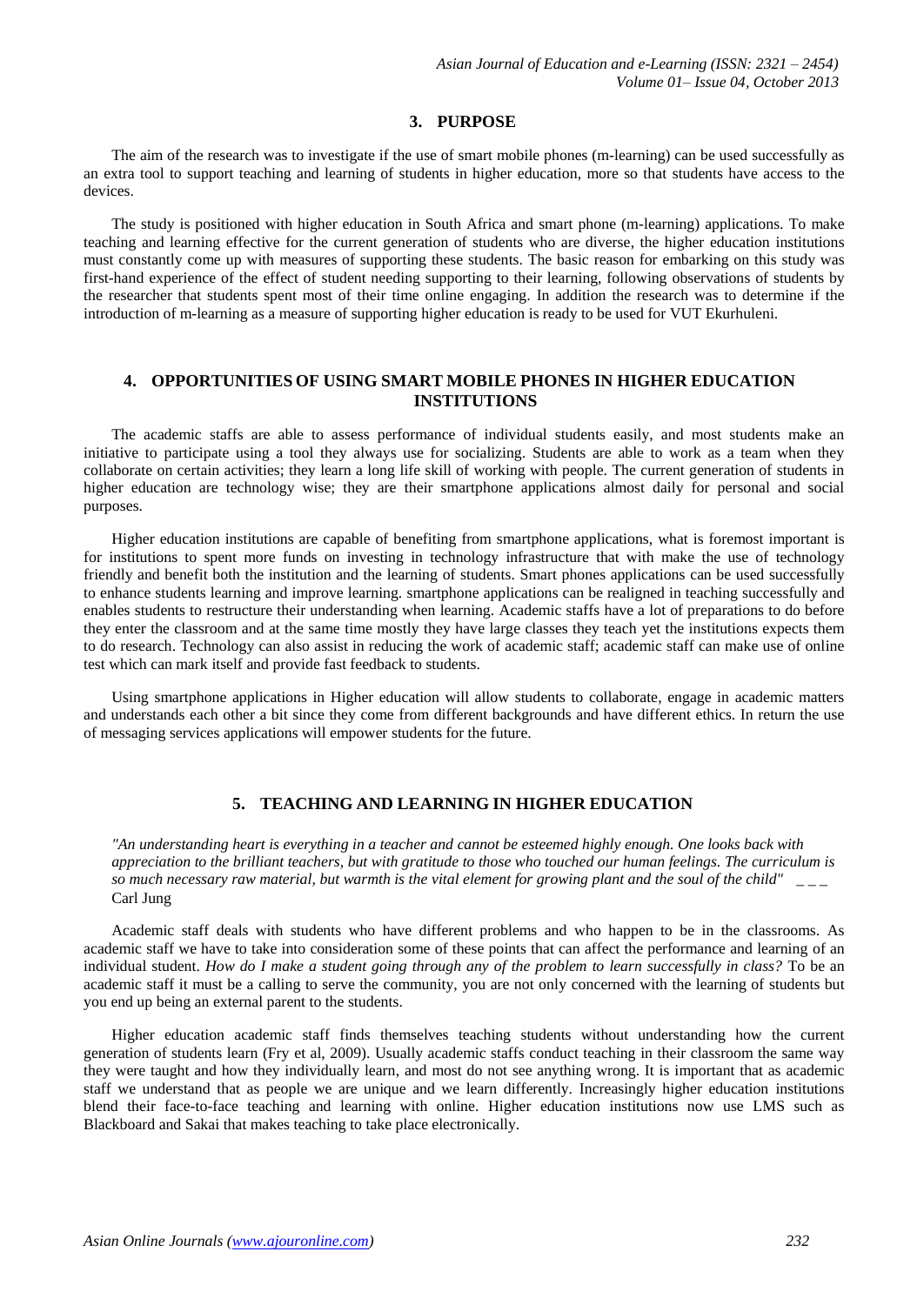## 3. PURPOSE

The aim of the research was to investigate if the use of smart mobile phones (m-learning) can be used successfully as an extra tool to support teaching and learning of students in higher education, more so that students have access to the devices.

The study is positioned with higher education in South Africa and smart phone (m-learning) applications. To make teaching and learning effective for the current generation of students who are diverse, the higher education institutions must constantly come up with measures of supporting these students. The basic reason for embarking on this study was first-hand experience of the effect of student needing supporting to their learning, following observations of students by the researcher that students spent most of their time online engaging. In addition the research was to determine if the introduction of m-learning as a measure of supporting higher education is ready to be used for VUT Ekurhuleni.

## 4. OPPORTUNITIES OF USING SMART MOBILE PHONES IN HIGHER EDUCATION INSTITUTIONS

The academic staffs are able to assess performance of individual students easily, and most students make an initiative to participate using a tool they always use for socializing. Students are able to work as a team when they collaborate on certain activities; they learn a long life skill of working with people. The current generation of students in higher education are technology wise; they are their smartphone applications almost daily for personal and social purposes.

Higher education institutions are capable of benefiting from smartphone applications, what is foremost important is for institutions to spent more funds on investing in technology infrastructure that with make the use of technology friendly and benefit both the institution and the learning of students. Smart phones applications can be used successfully to enhance students learning and improve learning. smartphone applications can be realigned in teaching successfully and enables students to restructure their understanding when learning. Academic staffs have a lot of preparations to do before they enter the classroom and at the same time mostly they have large classes they teach yet the institutions expects them to do research. Technology can also assist in reducing the work of academic staff; academic staff can make use of online test which can mark itself and provide fast feedback to students.

Using smartphone applications in Higher education will allow students to collaborate, engage in academic matters and understands each other a bit since they come from different backgrounds and have different ethics. In return the use of messaging services applications will empower students for the future.

## 5. TEACHING AND LEARNING IN HIGHER EDUCATION

*"An understanding heart is everything in a teacher and cannot be esteemed highly enough. One looks back with appreciation to the brilliant teachers, but with gratitude to those who touched our human feelings. The curriculum is so much necessary raw material, but warmth is the vital element for growing plant and the soul of the child"* _ _ _ Carl Jung

Academic staff deals with students who have different problems and who happen to be in the classrooms. As academic staff we have to take into consideration some of these points that can affect the performance and learning of an individual student. *How do I make a student going through any of the problem to learn successfully in class?* To be an academic staff it must be a calling to serve the community, you are not only concerned with the learning of students but you end up being an external parent to the students.

Higher education academic staff finds themselves teaching students without understanding how the current generation of students learn (Fry et al, 2009). Usually academic staffs conduct teaching in their classroom the same way they were taught and how they individually learn, and most do not see anything wrong. It is important that as academic staff we understand that as people we are unique and we learn differently. Increasingly higher education institutions blend their face-to-face teaching and learning with online. Higher education institutions now use LMS such as Blackboard and Sakai that makes teaching to take place electronically.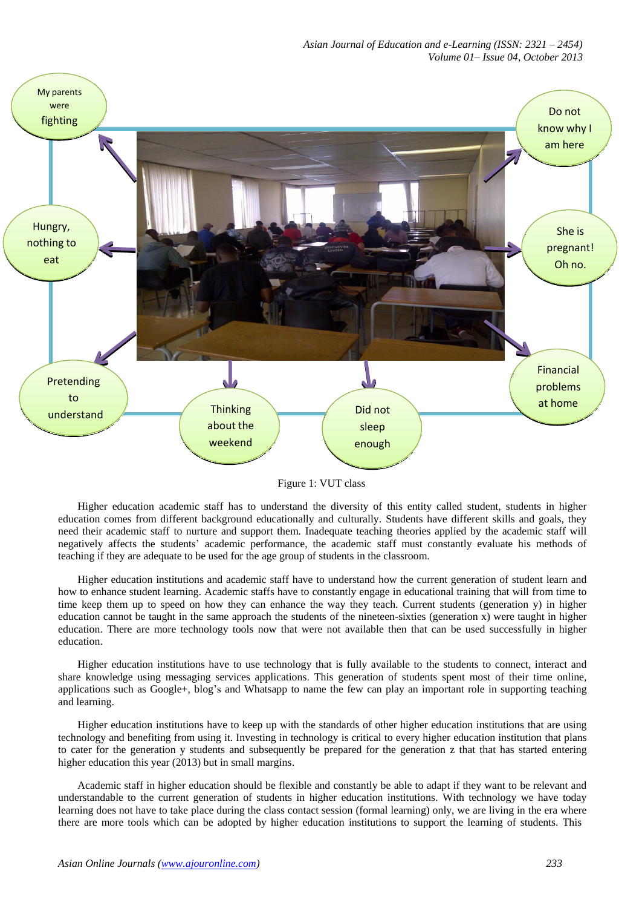Figure 1: VUT class

Higher education academic staff has to understand the diversity of this entity called student, students in higher education comes from different background educationally and culturally. Students have different skills and goals, they need their academic staff to nurture and support them. Inadequate teaching theories applied by the academic staff will negatively affects the students' academic performance, the academic staff must constantly evaluate his methods of teaching if they are adequate to be used for the age group of students in the classroom.

Higher education institutions and academic staff have to understand how the current generation of student learn and how to enhance student learning. Academic staffs have to constantly engage in educational training that will from time to time keep them up to speed on how they can enhance the way they teach. Current students (generation y) in higher education cannot be taught in the same approach the students of the nineteen-sixties (generation x) were taught in higher education. There are more technology tools now that were not available then that can be used successfully in higher education.

Higher education institutions have to use technology that is fully available to the students to connect, interact and share knowledge using messaging services applications. This generation of students spent most of their time online, applications such as Google+, blog's and Whatsapp to name the few can play an important role in supporting teaching and learning.

Higher education institutions have to keep up with the standards of other higher education institutions that are using technology and benefiting from using it. Investing in technology is critical to every higher education institution that plans to cater for the generation y students and subsequently be prepared for the generation z that that has started entering higher education this year (2013) but in small margins.

Academic staff in higher education should be flexible and constantly be able to adapt if they want to be relevant and understandable to the current generation of students in higher education institutions. With technology we have today learning does not have to take place during the class contact session (formal learning) only, we are living in the era where there are more tools which can be adopted by higher education institutions to support the learning of students. This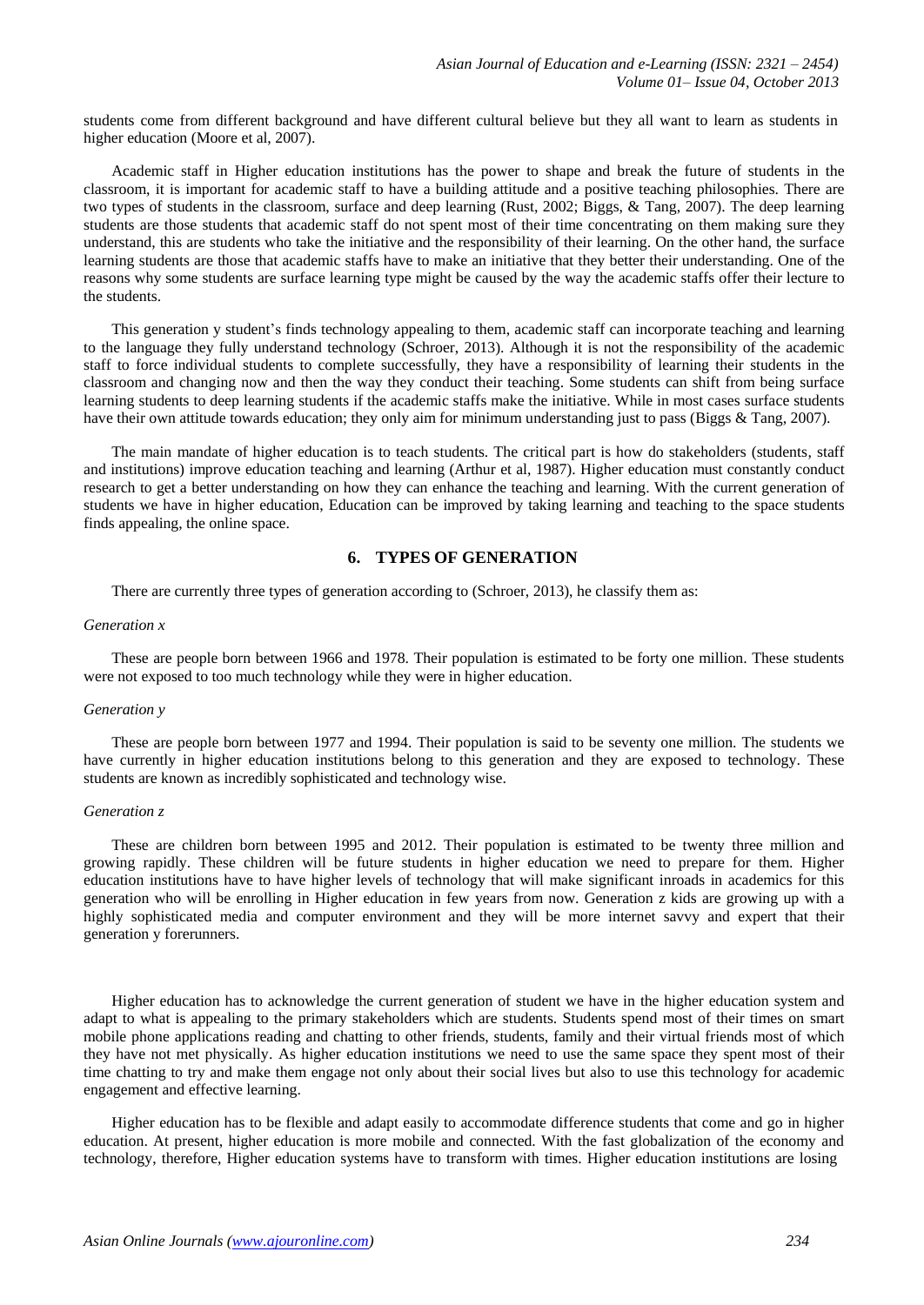students come from different background and have different cultural believe but they all want to learn as students in higher education (Moore et al, 2007).

Academic staff in Higher education institutions has the power to shape and break the future of students in the classroom, it is important for academic staff to have a building attitude and a positive teaching philosophies. There are two types of students in the classroom, surface and deep learning (Rust, 2002; Biggs, & Tang, 2007). The deep learning students are those students that academic staff do not spent most of their time concentrating on them making sure they understand, this are students who take the initiative and the responsibility of their learning. On the other hand, the surface learning students are those that academic staffs have to make an initiative that they better their understanding. One of the reasons why some students are surface learning type might be caused by the way the academic staffs offer their lecture to the students.

This generation y student's finds technology appealing to them, academic staff can incorporate teaching and learning to the language they fully understand technology (Schroer, 2013). Although it is not the responsibility of the academic staff to force individual students to complete successfully, they have a responsibility of learning their students in the classroom and changing now and then the way they conduct their teaching. Some students can shift from being surface learning students to deep learning students if the academic staffs make the initiative. While in most cases surface students have their own attitude towards education; they only aim for minimum understanding just to pass (Biggs & Tang, 2007).

The main mandate of higher education is to teach students. The critical part is how do stakeholders (students, staff and institutions) improve education teaching and learning (Arthur et al, 1987). Higher education must constantly conduct research to get a better understanding on how they can enhance the teaching and learning. With the current generation of students we have in higher education, Education can be improved by taking learning and teaching to the space students finds appealing, the online space.

## 6. TYPES OF GENERATION

There are currently three types of generation according to (Schroer, 2013), he classify them as:

*Generation x*

These are people born between 1966 and 1978. Their population is estimated to be forty one million. These students were not exposed to too much technology while they were in higher education.

*Generation y*

These are people born between 1977 and 1994. Their population is said to be seventy one million. The students we have currently in higher education institutions belong to this generation and they are exposed to technology. These students are known as incredibly sophisticated and technology wise.

*Generation z*

These are children born between 1995 and 2012. Their population is estimated to be twenty three million and growing rapidly. These children will be future students in higher education we need to prepare for them. Higher education institutions have to have higher levels of technology that will make significant inroads in academics for this generation who will be enrolling in Higher education in few years from now. Generation z kids are growing up with a highly sophisticated media and computer environment and they will be more internet savvy and expert that their generation y forerunners.

Higher education has to acknowledge the current generation of student we have in the higher education system and adapt to what is appealing to the primary stakeholders which are students. Students spend most of their times on smart mobile phone applications reading and chatting to other friends, students, family and their virtual friends most of which they have not met physically. As higher education institutions we need to use the same space they spent most of their time chatting to try and make them engage not only about their social lives but also to use this technology for academic engagement and effective learning.

Higher education has to be flexible and adapt easily to accommodate difference students that come and go in higher education. At present, higher education is more mobile and connected. With the fast globalization of the economy and technology, therefore, Higher education systems have to transform with times. Higher education institutions are losing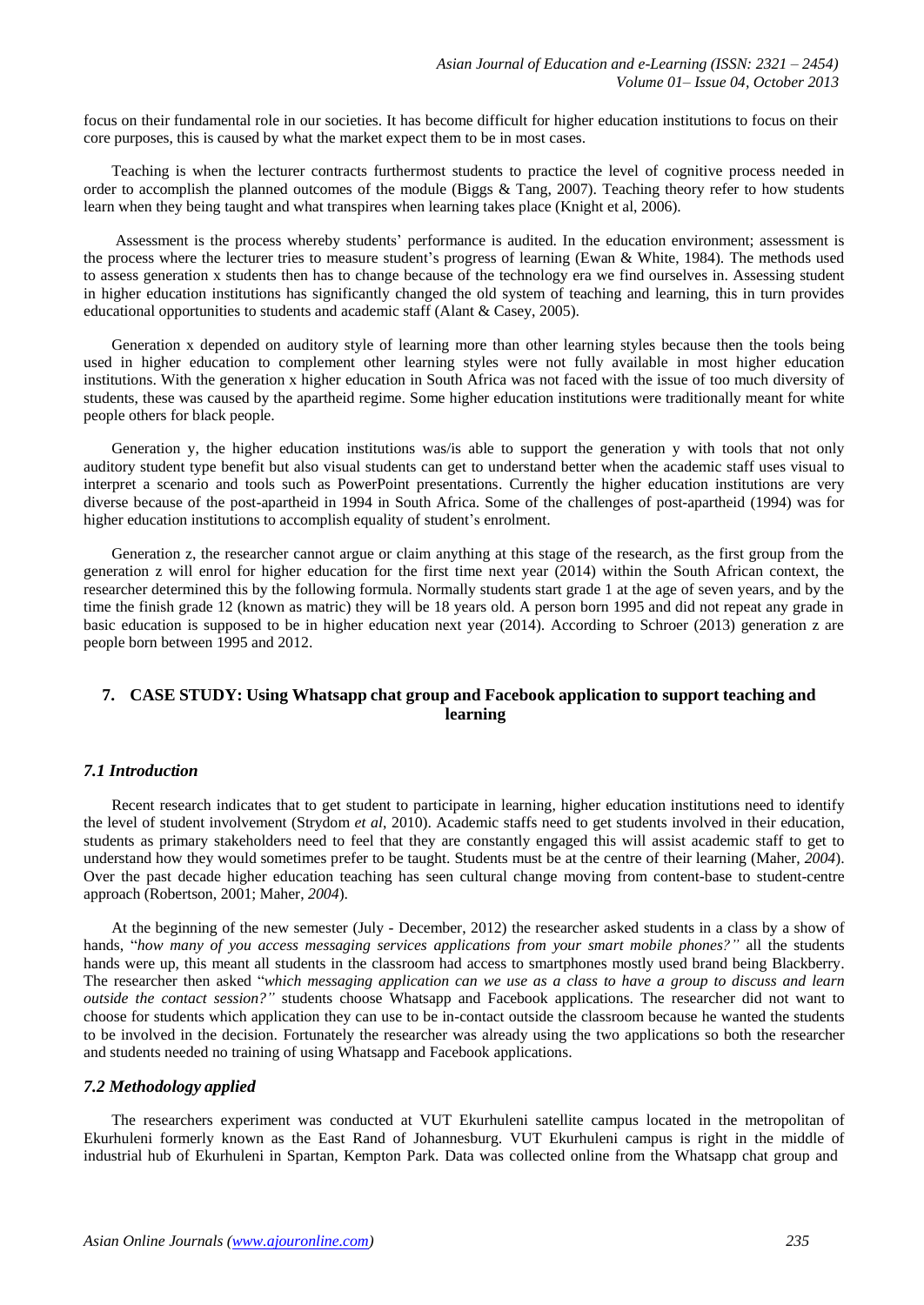focus on their fundamental role in our societies. It has become difficult for higher education institutions to focus on their core purposes, this is caused by what the market expect them to be in most cases.

Teaching is when the lecturer contracts furthermost students to practice the level of cognitive process needed in order to accomplish the planned outcomes of the module (Biggs & Tang, 2007). Teaching theory refer to how students learn when they being taught and what transpires when learning takes place (Knight et al, 2006).

Assessment is the process whereby students' performance is audited. In the education environment; assessment is the process where the lecturer tries to measure student's progress of learning (Ewan & White, 1984). The methods used to assess generation x students then has to change because of the technology era we find ourselves in. Assessing student in higher education institutions has significantly changed the old system of teaching and learning, this in turn provides educational opportunities to students and academic staff (Alant & Casey, 2005).

Generation x depended on auditory style of learning more than other learning styles because then the tools being used in higher education to complement other learning styles were not fully available in most higher education institutions. With the generation x higher education in South Africa was not faced with the issue of too much diversity of students, these was caused by the apartheid regime. Some higher education institutions were traditionally meant for white people others for black people.

Generation y, the higher education institutions was/is able to support the generation y with tools that not only auditory student type benefit but also visual students can get to understand better when the academic staff uses visual to interpret a scenario and tools such as PowerPoint presentations. Currently the higher education institutions are very diverse because of the post-apartheid in 1994 in South Africa. Some of the challenges of post-apartheid (1994) was for higher education institutions to accomplish equality of student's enrolment.

Generation z, the researcher cannot argue or claim anything at this stage of the research, as the first group from the generation z will enrol for higher education for the first time next year (2014) within the South African context, the researcher determined this by the following formula. Normally students start grade 1 at the age of seven years, and by the time the finish grade 12 (known as matric) they will be 18 years old. A person born 1995 and did not repeat any grade in basic education is supposed to be in higher education next year (2014). According to Schroer (2013) generation z are people born between 1995 and 2012.

## 7. CASE STUDY: Using Whatsapp chat group and Facebook application to support teaching and learning

### *7.1 Introduction*

Recent research indicates that to get student to participate in learning, higher education institutions need to identify the level of student involvement (Strydom *et al*, 2010). Academic staffs need to get students involved in their education, students as primary stakeholders need to feel that they are constantly engaged this will assist academic staff to get to understand how they would sometimes prefer to be taught. Students must be at the centre of their learning (Maher, *2004*). Over the past decade higher education teaching has seen cultural change moving from content-base to student-centre approach (Robertson, 2001; Maher, *2004*).

At the beginning of the new semester (July - December, 2012) the researcher asked students in a class by a show of hands, "*how many of you access messaging services applications from your smart mobile phones?"* all the students hands were up, this meant all students in the classroom had access to smartphones mostly used brand being Blackberry. The researcher then asked "*which messaging application can we use as a class to have a group to discuss and learn outside the contact session?"* students choose Whatsapp and Facebook applications. The researcher did not want to choose for students which application they can use to be in-contact outside the classroom because he wanted the students to be involved in the decision. Fortunately the researcher was already using the two applications so both the researcher and students needed no training of using Whatsapp and Facebook applications.

### *7.2 Methodology applied*

The researchers experiment was conducted at VUT Ekurhuleni satellite campus located in the metropolitan of Ekurhuleni formerly known as the East Rand of Johannesburg. VUT Ekurhuleni campus is right in the middle of industrial hub of Ekurhuleni in Spartan, Kempton Park. Data was collected online from the Whatsapp chat group and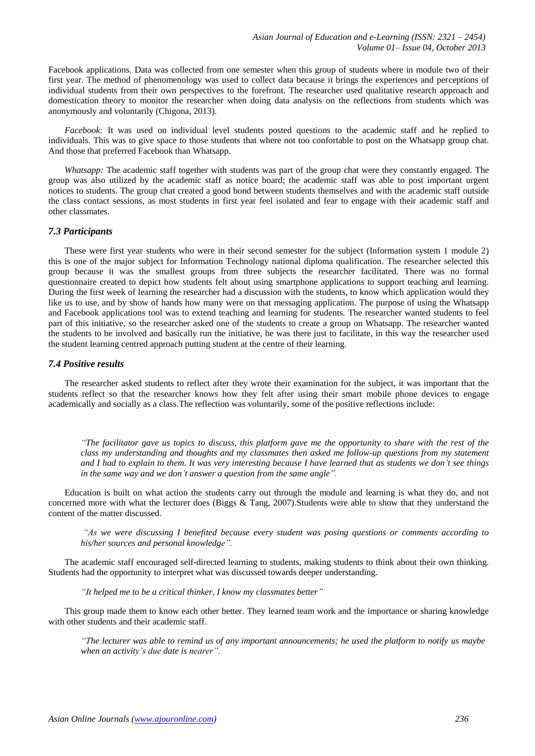Facebook applications. Data was collected from one semester when this group of students where in module two of their first year. The method of phenomenology was used to collect data because it brings the experiences and perceptions of individual students from their own perspectives to the forefront. The researcher used qualitative research approach and domestication theory to monitor the researcher when doing data analysis on the reflections from students which was anonymously and voluntarily (Chigona, 2013).

*Facebook:* It was used on individual level students posted questions to the academic staff and he replied to individuals. This was to give space to those students that where not too confortable to post on the Whatsapp group chat. And those that preferred Facebook than Whatsapp.

*Whatsapp:* The academic staff together with students was part of the group chat were they constantly engaged. The group was also utilized by the academic staff as notice board; the academic staff was able to post important urgent notices to students. The group chat created a good bond between students themselves and with the academic staff outside the class contact sessions, as most students in first year feel isolated and fear to engage with their academic staff and other classmates.

### *7.3 Participants*

These were first year students who were in their second semester for the subject (Information system 1 module 2) this is one of the major subject for Information Technology national diploma qualification. The researcher selected this group because it was the smallest groups from three subjects the researcher facilitated. There was no formal questionnaire created to depict how students felt about using smartphone applications to support teaching and learning. During the first week of learning the researcher had a discussion with the students, to know which application would they like us to use, and by show of hands how many were on that messaging application. The purpose of using the Whatsapp and Facebook applications tool was to extend teaching and learning for students. The researcher wanted students to feel part of this initiative, so the researcher asked one of the students to create a group on Whatsapp. The researcher wanted the students to be involved and basically run the initiative, he was there just to facilitate, in this way the researcher used the student learning centred approach putting student at the centre of their learning.

### *7.4 Positive results*

The researcher asked students to reflect after they wrote their examination for the subject, it was important that the students reflect so that the researcher knows how they felt after using their smart mobile phone devices to engage academically and socially as a class.The reflection was voluntarily, some of the positive reflections include:

> *"The facilitator gave us topics to discuss, this platform gave me the opportunity to share with the rest of the class my understanding and thoughts and my classmates then asked me follow-up questions from my statement and I had to explain to them. It was very interesting because I have learned that as students we don't see things in the same way and we don't answer a question from the same angle".*

Education is built on what action the students carry out through the module and learning is what they do, and not concerned more with what the lecturer does (Biggs & Tang, 2007).Students were able to show that they understand the content of the matter discussed.

> *"As we were discussing I benefited because every student was posing questions or comments according to his/her sources and personal knowledge".*

The academic staff encouraged self-directed learning to students, making students to think about their own thinking. Students had the opportunity to interpret what was discussed towards deeper understanding.

> *"It helped me to be a critical thinker, I know my classmates better"*

This group made them to know each other better. They learned team work and the importance or sharing knowledge with other students and their academic staff.

> *"The lecturer was able to remind us of any important announcements; he used the platform to notify us maybe when an activity's due date is nearer".*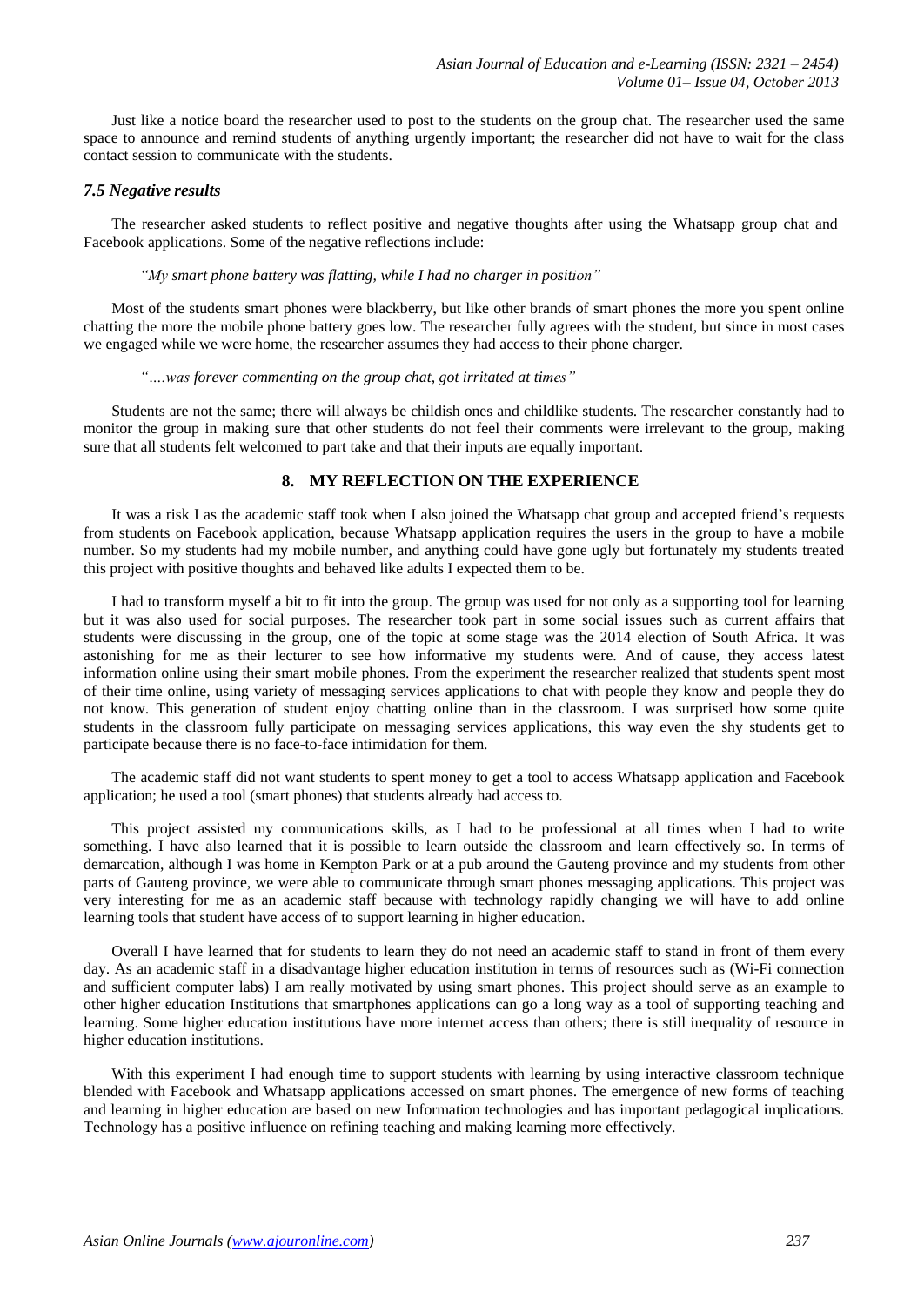Just like a notice board the researcher used to post to the students on the group chat. The researcher used the same space to announce and remind students of anything urgently important; the researcher did not have to wait for the class contact session to communicate with the students.

### *7.5 Negative results*

The researcher asked students to reflect positive and negative thoughts after using the Whatsapp group chat and Facebook applications. Some of the negative reflections include:

> *"My smart phone battery was flatting, while I had no charger in position"*

Most of the students smart phones were blackberry, but like other brands of smart phones the more you spent online chatting the more the mobile phone battery goes low. The researcher fully agrees with the student, but since in most cases we engaged while we were home, the researcher assumes they had access to their phone charger.

> *"….was forever commenting on the group chat, got irritated at times"*

Students are not the same; there will always be childish ones and childlike students. The researcher constantly had to monitor the group in making sure that other students do not feel their comments were irrelevant to the group, making sure that all students felt welcomed to part take and that their inputs are equally important.

## 8. MY REFLECTION ON THE EXPERIENCE

It was a risk I as the academic staff took when I also joined the Whatsapp chat group and accepted friend's requests from students on Facebook application, because Whatsapp application requires the users in the group to have a mobile number. So my students had my mobile number, and anything could have gone ugly but fortunately my students treated this project with positive thoughts and behaved like adults I expected them to be.

I had to transform myself a bit to fit into the group. The group was used for not only as a supporting tool for learning but it was also used for social purposes. The researcher took part in some social issues such as current affairs that students were discussing in the group, one of the topic at some stage was the 2014 election of South Africa. It was astonishing for me as their lecturer to see how informative my students were. And of cause, they access latest information online using their smart mobile phones. From the experiment the researcher realized that students spent most of their time online, using variety of messaging services applications to chat with people they know and people they do not know. This generation of student enjoy chatting online than in the classroom. I was surprised how some quite students in the classroom fully participate on messaging services applications, this way even the shy students get to participate because there is no face-to-face intimidation for them.

The academic staff did not want students to spent money to get a tool to access Whatsapp application and Facebook application; he used a tool (smart phones) that students already had access to.

This project assisted my communications skills, as I had to be professional at all times when I had to write something. I have also learned that it is possible to learn outside the classroom and learn effectively so. In terms of demarcation, although I was home in Kempton Park or at a pub around the Gauteng province and my students from other parts of Gauteng province, we were able to communicate through smart phones messaging applications. This project was very interesting for me as an academic staff because with technology rapidly changing we will have to add online learning tools that student have access of to support learning in higher education.

Overall I have learned that for students to learn they do not need an academic staff to stand in front of them every day. As an academic staff in a disadvantage higher education institution in terms of resources such as (Wi-Fi connection and sufficient computer labs) I am really motivated by using smart phones. This project should serve as an example to other higher education Institutions that smartphones applications can go a long way as a tool of supporting teaching and learning. Some higher education institutions have more internet access than others; there is still inequality of resource in higher education institutions.

With this experiment I had enough time to support students with learning by using interactive classroom technique blended with Facebook and Whatsapp applications accessed on smart phones. The emergence of new forms of teaching and learning in higher education are based on new Information technologies and has important pedagogical implications. Technology has a positive influence on refining teaching and making learning more effectively.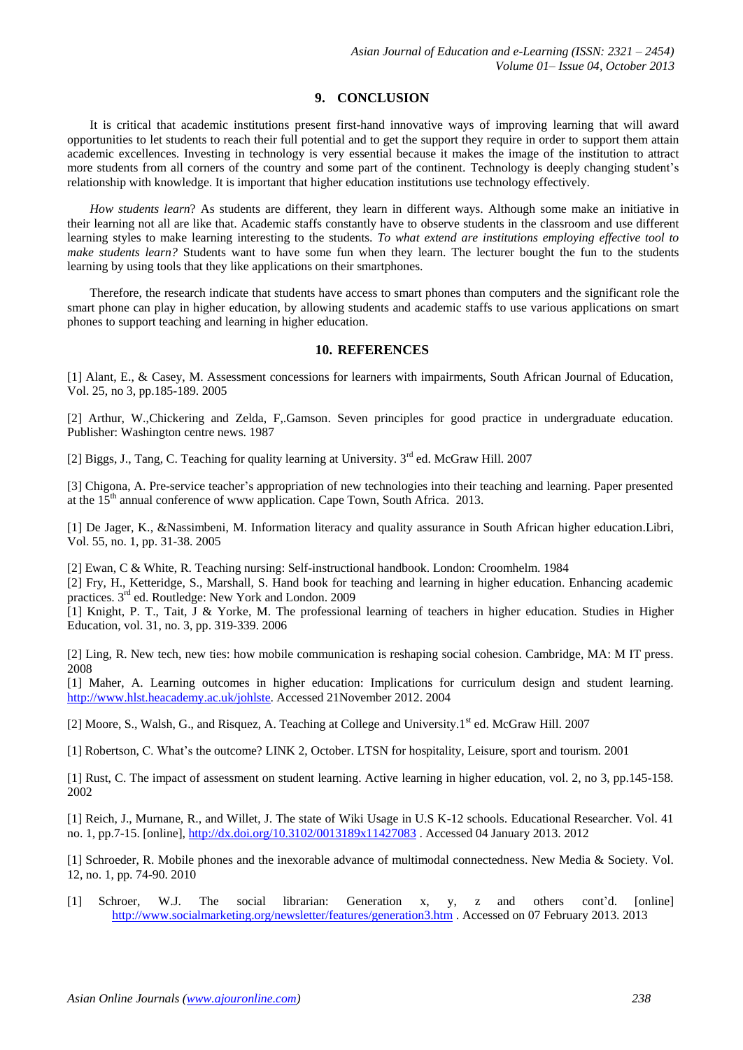## 9. CONCLUSION

It is critical that academic institutions present first-hand innovative ways of improving learning that will award opportunities to let students to reach their full potential and to get the support they require in order to support them attain academic excellences. Investing in technology is very essential because it makes the image of the institution to attract more students from all corners of the country and some part of the continent. Technology is deeply changing student's relationship with knowledge. It is important that higher education institutions use technology effectively.

*How students learn*? As students are different, they learn in different ways. Although some make an initiative in their learning not all are like that. Academic staffs constantly have to observe students in the classroom and use different learning styles to make learning interesting to the students. *To what extend are institutions employing effective tool to make students learn?* Students want to have some fun when they learn. The lecturer bought the fun to the students learning by using tools that they like applications on their smartphones.

Therefore, the research indicate that students have access to smart phones than computers and the significant role the smart phone can play in higher education, by allowing students and academic staffs to use various applications on smart phones to support teaching and learning in higher education.

## 10. REFERENCES

[1] Alant, E., & Casey, M. Assessment concessions for learners with impairments, South African Journal of Education, Vol. 25, no 3, pp.185-189. 2005

[2] Arthur, W.,Chickering and Zelda, F,.Gamson. Seven principles for good practice in undergraduate education. Publisher: Washington centre news. 1987

[2] Biggs, J., Tang, C. Teaching for quality learning at University. 3rd ed. McGraw Hill. 2007

[3] Chigona, A. Pre-service teacher's appropriation of new technologies into their teaching and learning. Paper presented at the 15th annual conference of www application. Cape Town, South Africa. 2013.

[1] De Jager, K., &Nassimbeni, M. Information literacy and quality assurance in South African higher education.Libri, Vol. 55, no. 1, pp. 31-38. 2005

[2] Ewan, C & White, R. Teaching nursing: Self-instructional handbook. London: Croomhelm. 1984

[2] Fry, H., Ketteridge, S., Marshall, S. Hand book for teaching and learning in higher education. Enhancing academic practices. 3rd ed. Routledge: New York and London. 2009

[1] Knight, P. T., Tait, J & Yorke, M. The professional learning of teachers in higher education. Studies in Higher Education, vol. 31, no. 3, pp. 319-339. 2006

[2] Ling, R. New tech, new ties: how mobile communication is reshaping social cohesion. Cambridge, MA: M IT press. 2008

[1] Maher, A. Learning outcomes in higher education: Implications for curriculum design and student learning. http://www.hlst.heacademy.ac.uk/johlste. Accessed 21November 2012. 2004

[2] Moore, S., Walsh, G., and Risquez, A. Teaching at College and University.1st ed. McGraw Hill. 2007

[1] Robertson, C. What's the outcome? LINK 2, October. LTSN for hospitality, Leisure, sport and tourism. 2001

[1] Rust, C. The impact of assessment on student learning. Active learning in higher education, vol. 2, no 3, pp.145-158. 2002

[1] Reich, J., Murnane, R., and Willet, J. The state of Wiki Usage in U.S K-12 schools. Educational Researcher. Vol. 41 no. 1, pp.7-15. [online], http://dx.doi.org/10.3102/0013189x11427083 . Accessed 04 January 2013. 2012

[1] Schroeder, R. Mobile phones and the inexorable advance of multimodal connectedness. New Media & Society. Vol. 12, no. 1, pp. 74-90. 2010

[1] Schroer, W.J. The social librarian: Generation x, y, z and others cont'd. [online] http://www.socialmarketing.org/newsletter/features/generation3.htm . Accessed on 07 February 2013. 2013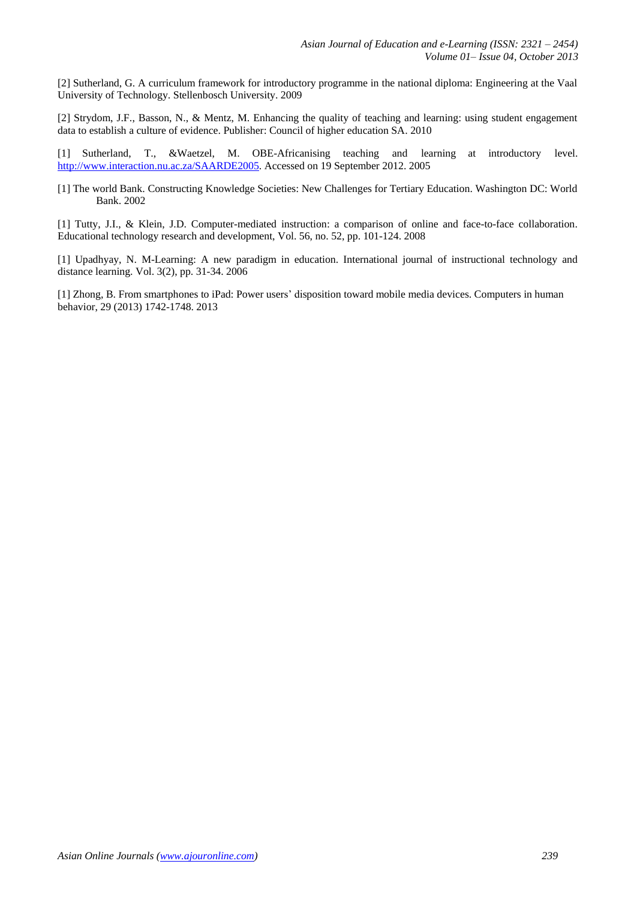[2] Sutherland, G. A curriculum framework for introductory programme in the national diploma: Engineering at the Vaal University of Technology. Stellenbosch University. 2009

[2] Strydom, J.F., Basson, N., & Mentz, M. Enhancing the quality of teaching and learning: using student engagement data to establish a culture of evidence. Publisher: Council of higher education SA. 2010

[1] Sutherland, T., &Waetzel, M. OBE-Africanising teaching and learning at introductory level. http://www.interaction.nu.ac.za/SAARDE2005. Accessed on 19 September 2012. 2005

[1] The world Bank. Constructing Knowledge Societies: New Challenges for Tertiary Education. Washington DC: World Bank. 2002

[1] Tutty, J.I., & Klein, J.D. Computer-mediated instruction: a comparison of online and face-to-face collaboration. Educational technology research and development, Vol. 56, no. 52, pp. 101-124. 2008

[1] Upadhyay, N. M-Learning: A new paradigm in education. International journal of instructional technology and distance learning. Vol. 3(2), pp. 31-34. 2006

[1] Zhong, B. From smartphones to iPad: Power users' disposition toward mobile media devices. Computers in human behavior, 29 (2013) 1742-1748. 2013